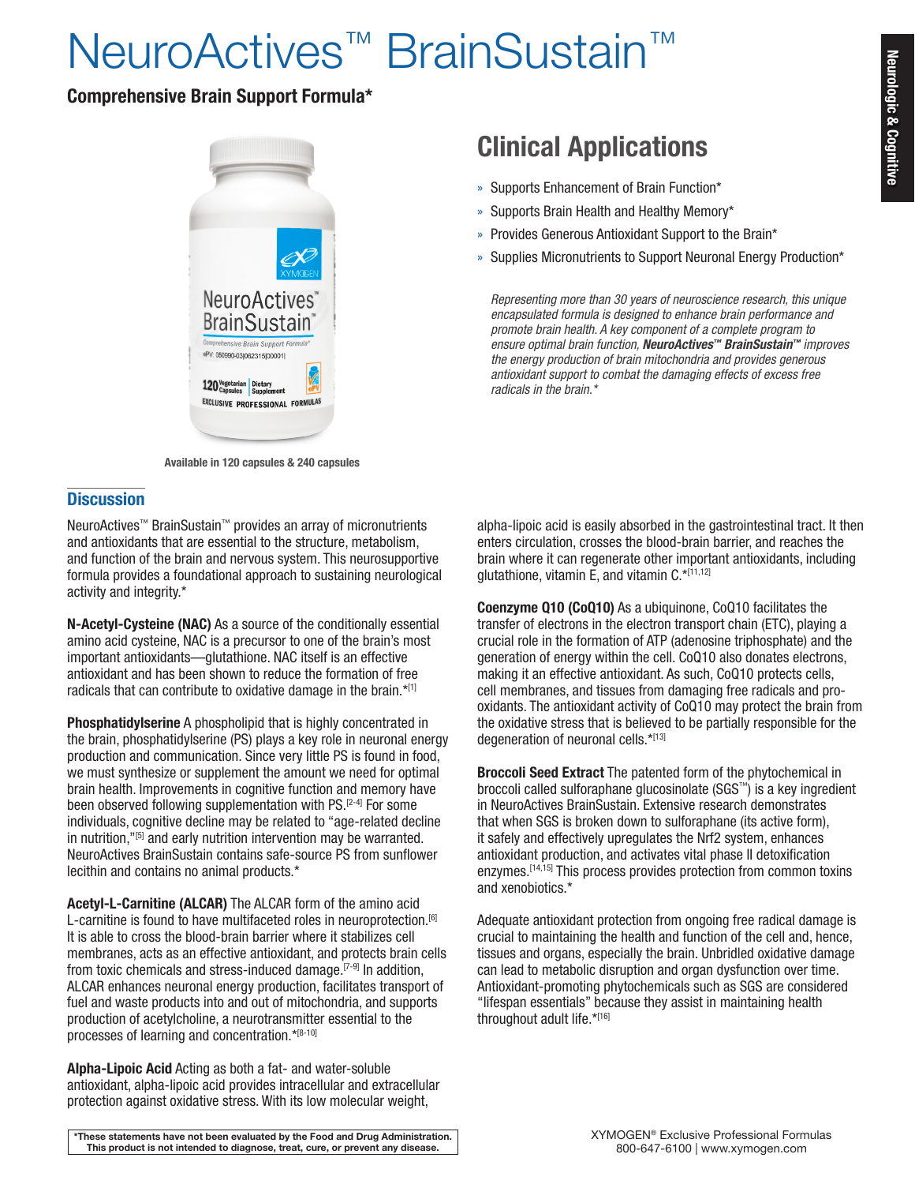# NeuroActives™ BrainSustain™

**Comprehensive Brain Support Formula***

Available in 120 capsules & 240 capsules

## Clinical Applications

- Supports Enhancement of Brain Function*
- Supports Brain Health and Healthy Memory*
- Provides Generous Antioxidant Support to the Brain*
- Supplies Micronutrients to Support Neuronal Energy Production*

*Representing more than 30 years of neuroscience research, this unique encapsulated formula is designed to enhance brain performance and promote brain health. A key component of a complete program to ensure optimal brain function, **NeuroActives™ BrainSustain™** improves the energy production of brain mitochondria and provides generous antioxidant support to combat the damaging effects of excess free radicals in the brain.**

## Discussion

NeuroActives™ BrainSustain™ provides an array of micronutrients and antioxidants that are essential to the structure, metabolism, and function of the brain and nervous system. This neurosupportive formula provides a foundational approach to sustaining neurological activity and integrity.*

**N-Acetyl-Cysteine (NAC)** As a source of the conditionally essential amino acid cysteine, NAC is a precursor to one of the brain's most important antioxidants—glutathione. NAC itself is an effective antioxidant and has been shown to reduce the formation of free radicals that can contribute to oxidative damage in the brain.*[1]

**Phosphatidylserine** A phospholipid that is highly concentrated in the brain, phosphatidylserine (PS) plays a key role in neuronal energy production and communication. Since very little PS is found in food, we must synthesize or supplement the amount we need for optimal brain health. Improvements in cognitive function and memory have been observed following supplementation with PS.[2-4] For some individuals, cognitive decline may be related to "age-related decline in nutrition,"[5] and early nutrition intervention may be warranted. NeuroActives BrainSustain contains safe-source PS from sunflower lecithin and contains no animal products.*

**Acetyl-L-Carnitine (ALCAR)** The ALCAR form of the amino acid L-carnitine is found to have multifaceted roles in neuroprotection.[6] It is able to cross the blood-brain barrier where it stabilizes cell membranes, acts as an effective antioxidant, and protects brain cells from toxic chemicals and stress-induced damage.[7-9] In addition, ALCAR enhances neuronal energy production, facilitates transport of fuel and waste products into and out of mitochondria, and supports production of acetylcholine, a neurotransmitter essential to the processes of learning and concentration.*[8-10]

**Alpha-Lipoic Acid** Acting as both a fat- and water-soluble antioxidant, alpha-lipoic acid provides intracellular and extracellular protection against oxidative stress. With its low molecular weight, alpha-lipoic acid is easily absorbed in the gastrointestinal tract. It then enters circulation, crosses the blood-brain barrier, and reaches the brain where it can regenerate other important antioxidants, including glutathione, vitamin E, and vitamin C.*[11,12]

**Coenzyme Q10 (CoQ10)** As a ubiquinone, CoQ10 facilitates the transfer of electrons in the electron transport chain (ETC), playing a crucial role in the formation of ATP (adenosine triphosphate) and the generation of energy within the cell. CoQ10 also donates electrons, making it an effective antioxidant. As such, CoQ10 protects cells, cell membranes, and tissues from damaging free radicals and pro-oxidants. The antioxidant activity of CoQ10 may protect the brain from the oxidative stress that is believed to be partially responsible for the degeneration of neuronal cells.*[13]

**Broccoli Seed Extract** The patented form of the phytochemical in broccoli called sulforaphane glucosinolate (SGS™) is a key ingredient in NeuroActives BrainSustain. Extensive research demonstrates that when SGS is broken down to sulforaphane (its active form), it safely and effectively upregulates the Nrf2 system, enhances antioxidant production, and activates vital phase II detoxification enzymes.[14,15] This process provides protection from common toxins and xenobiotics.*

Adequate antioxidant protection from ongoing free radical damage is crucial to maintaining the health and function of the cell and, hence, tissues and organs, especially the brain. Unbridled oxidative damage can lead to metabolic disruption and organ dysfunction over time. Antioxidant-promoting phytochemicals such as SGS are considered "lifespan essentials" because they assist in maintaining health throughout adult life.*[16]

**\*These statements have not been evaluated by the Food and Drug Administration. This product is not intended to diagnose, treat, cure, or prevent any disease.**

XYMOGEN® Exclusive Professional Formulas
800-647-6100 | www.xymogen.com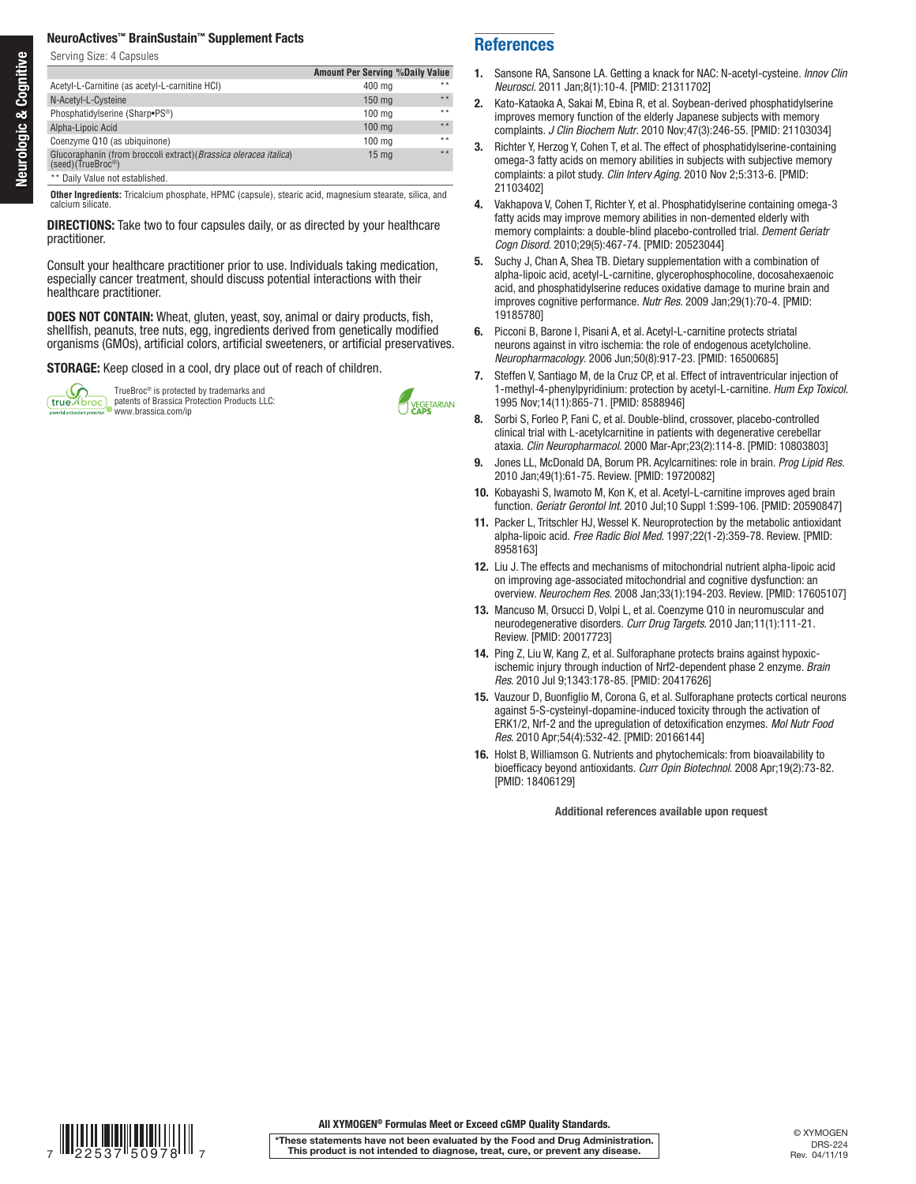## NeuroActives™ BrainSustain™ Supplement Facts

Serving Size: 4 Capsules

| | Amount Per Serving | %Daily Value |
|---|---|---|
| Acetyl-L-Carnitine (as acetyl-L-carnitine HCl) | 400 mg | ** |
| N-Acetyl-L-Cysteine | 150 mg | ** |
| Phosphatidylserine (Sharp•PS®) | 100 mg | ** |
| Alpha-Lipoic Acid | 100 mg | ** |
| Coenzyme Q10 (as ubiquinone) | 100 mg | ** |
| Glucoraphanin (from broccoli extract)(*Brassica oleracea italica*) (seed)(TrueBroc®) | 15 mg | ** |

** Daily Value not established.

**Other Ingredients:** Tricalcium phosphate, HPMC (capsule), stearic acid, magnesium stearate, silica, and calcium silicate.

**DIRECTIONS:** Take two to four capsules daily, or as directed by your healthcare practitioner.

Consult your healthcare practitioner prior to use. Individuals taking medication, especially cancer treatment, should discuss potential interactions with their healthcare practitioner.

**DOES NOT CONTAIN:** Wheat, gluten, yeast, soy, animal or dairy products, fish, shellfish, peanuts, tree nuts, egg, ingredients derived from genetically modified organisms (GMOs), artificial colors, artificial sweeteners, or artificial preservatives.

**STORAGE:** Keep closed in a cool, dry place out of reach of children.

TrueBroc® is protected by trademarks and patents of Brassica Protection Products LLC: www.brassica.com/ip

VEGETARIAN CAPS

## References

1. Sansone RA, Sansone LA. Getting a knack for NAC: N-acetyl-cysteine. *Innov Clin Neurosci.* 2011 Jan;8(1):10-4. [PMID: 21311702]
2. Kato-Kataoka A, Sakai M, Ebina R, et al. Soybean-derived phosphatidylserine improves memory function of the elderly Japanese subjects with memory complaints. *J Clin Biochem Nutr.* 2010 Nov;47(3):246-55. [PMID: 21103034]
3. Richter Y, Herzog Y, Cohen T, et al. The effect of phosphatidylserine-containing omega-3 fatty acids on memory abilities in subjects with subjective memory complaints: a pilot study. *Clin Interv Aging.* 2010 Nov 2;5:313-6. [PMID: 21103402]
4. Vakhapova V, Cohen T, Richter Y, et al. Phosphatidylserine containing omega-3 fatty acids may improve memory abilities in non-demented elderly with memory complaints: a double-blind placebo-controlled trial. *Dement Geriatr Cogn Disord.* 2010;29(5):467-74. [PMID: 20523044]
5. Suchy J, Chan A, Shea TB. Dietary supplementation with a combination of alpha-lipoic acid, acetyl-L-carnitine, glycerophosphocoline, docosahexaenoic acid, and phosphatidylserine reduces oxidative damage to murine brain and improves cognitive performance. *Nutr Res.* 2009 Jan;29(1):70-4. [PMID: 19185780]
6. Picconi B, Barone I, Pisani A, et al. Acetyl-L-carnitine protects striatal neurons against in vitro ischemia: the role of endogenous acetylcholine. *Neuropharmacology.* 2006 Jun;50(8):917-23. [PMID: 16500685]
7. Steffen V, Santiago M, de la Cruz CP, et al. Effect of intraventricular injection of 1-methyl-4-phenylpyridinium: protection by acetyl-L-carnitine. *Hum Exp Toxicol.* 1995 Nov;14(11):865-71. [PMID: 8588946]
8. Sorbi S, Forleo P, Fani C, et al. Double-blind, crossover, placebo-controlled clinical trial with L-acetylcarnitine in patients with degenerative cerebellar ataxia. *Clin Neuropharmacol.* 2000 Mar-Apr;23(2):114-8. [PMID: 10803803]
9. Jones LL, McDonald DA, Borum PR. Acylcarnitines: role in brain. *Prog Lipid Res.* 2010 Jan;49(1):61-75. Review. [PMID: 19720082]
10. Kobayashi S, Iwamoto M, Kon K, et al. Acetyl-L-carnitine improves aged brain function. *Geriatr Gerontol Int.* 2010 Jul;10 Suppl 1:S99-106. [PMID: 20590847]
11. Packer L, Tritschler HJ, Wessel K. Neuroprotection by the metabolic antioxidant alpha-lipoic acid. *Free Radic Biol Med.* 1997;22(1-2):359-78. Review. [PMID: 8958163]
12. Liu J. The effects and mechanisms of mitochondrial nutrient alpha-lipoic acid on improving age-associated mitochondrial and cognitive dysfunction: an overview. *Neurochem Res.* 2008 Jan;33(1):194-203. Review. [PMID: 17605107]
13. Mancuso M, Orsucci D, Volpi L, et al. Coenzyme Q10 in neuromuscular and neurodegenerative disorders. *Curr Drug Targets.* 2010 Jan;11(1):111-21. Review. [PMID: 20017723]
14. Ping Z, Liu W, Kang Z, et al. Sulforaphane protects brains against hypoxic-ischemic injury through induction of Nrf2-dependent phase 2 enzyme. *Brain Res.* 2010 Jul 9;1343:178-85. [PMID: 20417626]
15. Vauzour D, Buonfiglio M, Corona G, et al. Sulforaphane protects cortical neurons against 5-S-cysteinyl-dopamine-induced toxicity through the activation of ERK1/2, Nrf-2 and the upregulation of detoxification enzymes. *Mol Nutr Food Res.* 2010 Apr;54(4):532-42. [PMID: 20166144]
16. Holst B, Williamson G. Nutrients and phytochemicals: from bioavailability to bioefficacy beyond antioxidants. *Curr Opin Biotechnol.* 2008 Apr;19(2):73-82. [PMID: 18406129]

**Additional references available upon request**

**All XYMOGEN® Formulas Meet or Exceed cGMP Quality Standards.**

**\*These statements have not been evaluated by the Food and Drug Administration. This product is not intended to diagnose, treat, cure, or prevent any disease.**

7 22537 50978 7

© XYMOGEN
DRS-224
Rev. 04/11/19